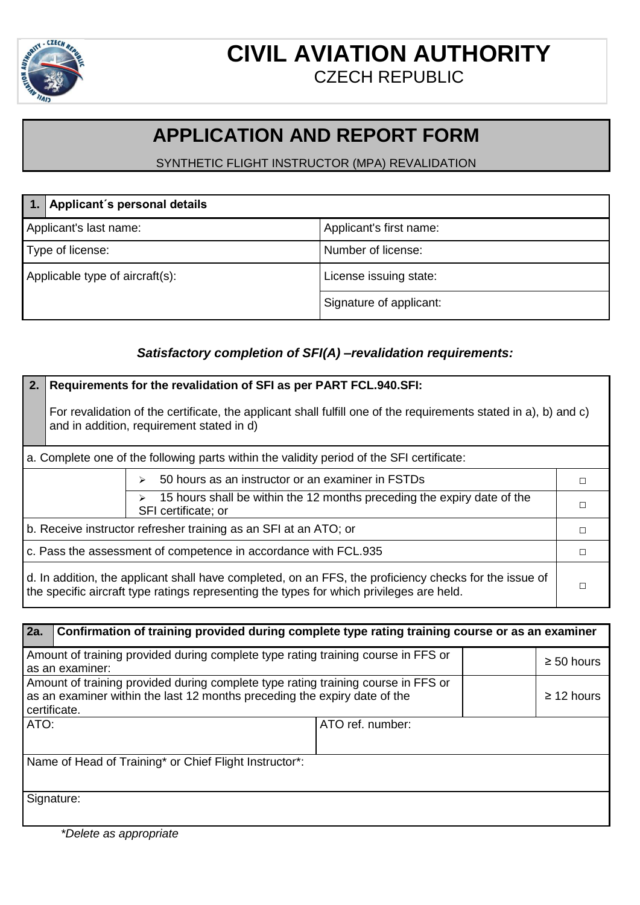# CIVIL AVIATION AUTHORITY

CZECH REPUBLIC

# APPLICATION AND REPORT FORM

SYNTHETIC FLIGHT INSTRUCTOR (MPA) REVALIDATION

| 1. | **Applicant´s personal details** |
|---|---|
| Applicant's last name: | Applicant's first name: |
| Type of license: | Number of license: |
| Applicable type of aircraft(s): | License issuing state: |
| | Signature of applicant: |

***Satisfactory completion of SFI(A) –revalidation requirements:***

| 2. | **Requirements for the revalidation of SFI as per PART FCL.940.SFI:** For revalidation of the certificate, the applicant shall fulfill one of the requirements stated in a), b) and c) and in addition, requirement stated in d) | |
|---|---|---|
| a. Complete one of the following parts within the validity period of the SFI certificate: | | |
| | ➢ 50 hours as an instructor or an examiner in FSTDs | □ |
| | ➢ 15 hours shall be within the 12 months preceding the expiry date of the SFI certificate; or | □ |
| b. Receive instructor refresher training as an SFI at an ATO; or | | □ |
| c. Pass the assessment of competence in accordance with FCL.935 | | □ |
| d. In addition, the applicant shall have completed, on an FFS, the proficiency checks for the issue of the specific aircraft type ratings representing the types for which privileges are held. | | □ |

| 2a. | **Confirmation of training provided during complete type rating training course or as an examiner** | |
|---|---|---|
| Amount of training provided during complete type rating training course in FFS or as an examiner: | | ≥ 50 hours |
| Amount of training provided during complete type rating training course in FFS or as an examiner within the last 12 months preceding the expiry date of the certificate. | | ≥ 12 hours |
| ATO: | ATO ref. number: | |
| Name of Head of Training* or Chief Flight Instructor*: | | |
| Signature: | | |

*\*Delete as appropriate*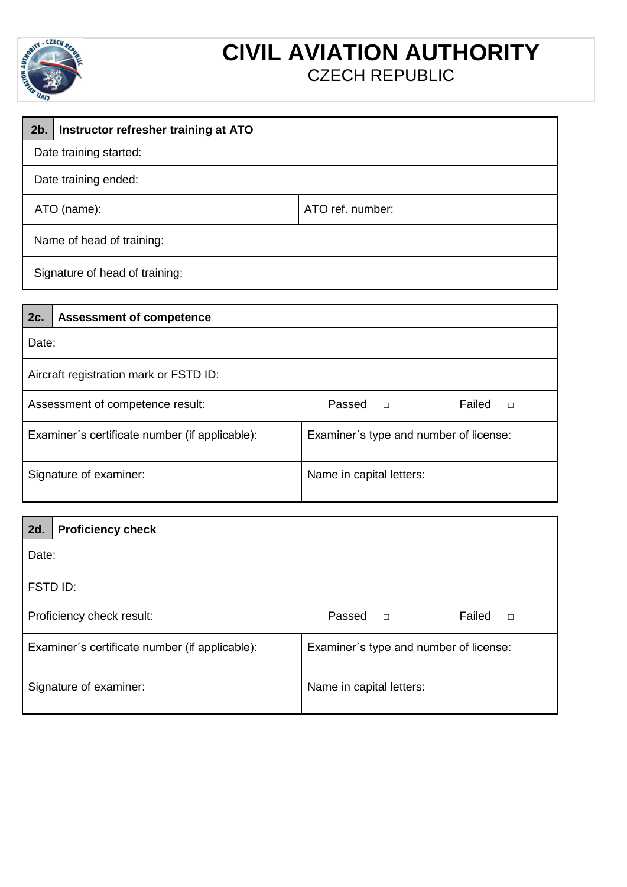# CIVIL AVIATION AUTHORITY

CZECH REPUBLIC

| | |
|---|---|
| **2b.** | **Instructor refresher training at ATO** |
| Date training started: | |
| Date training ended: | |
| ATO (name): | ATO ref. number: |
| Name of head of training: | |
| Signature of head of training: | |

| | |
|---|---|
| **2c.** | **Assessment of competence** |
| Date: | |
| Aircraft registration mark or FSTD ID: | |
| Assessment of competence result: | Passed □ Failed □ |
| Examiner´s certificate number (if applicable): | Examiner´s type and number of license: |
| Signature of examiner: | Name in capital letters: |

| | |
|---|---|
| **2d.** | **Proficiency check** |
| Date: | |
| FSTD ID: | |
| Proficiency check result: | Passed □ Failed □ |
| Examiner´s certificate number (if applicable): | Examiner´s type and number of license: |
| Signature of examiner: | Name in capital letters: |